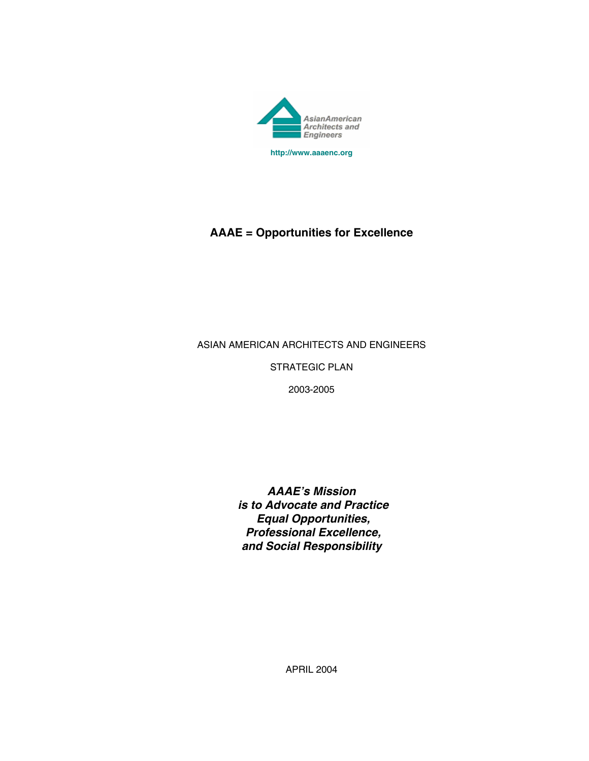AsianAmerican Architects and Engineers

http://www.aaaenc.org

# AAAE = Opportunities for Excellence

ASIAN AMERICAN ARCHITECTS AND ENGINEERS

STRATEGIC PLAN

2003-2005

***AAAE's Mission is to Advocate and Practice Equal Opportunities, Professional Excellence, and Social Responsibility***

APRIL 2004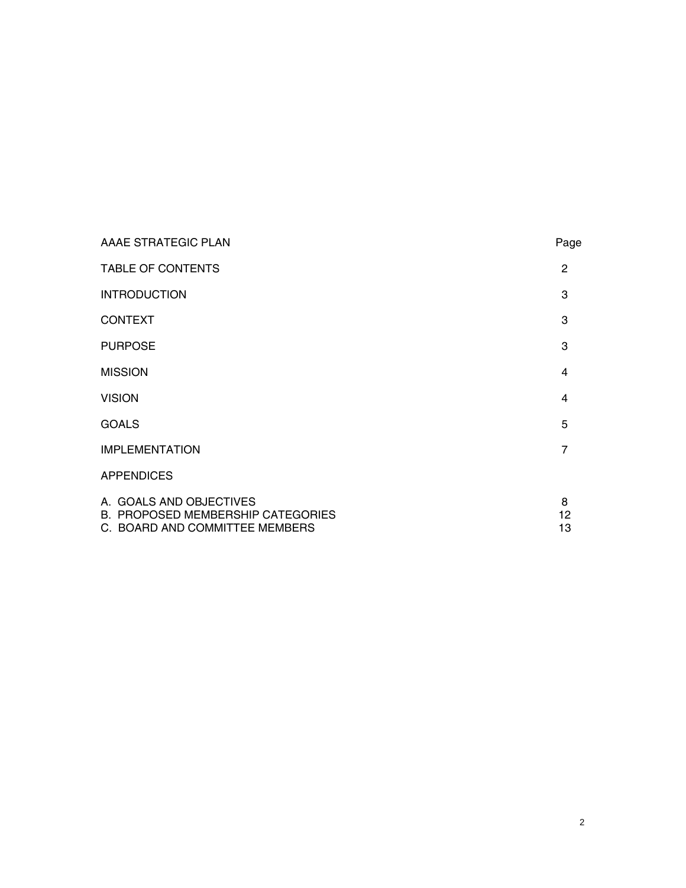| AAAE STRATEGIC PLAN | Page |
| --- | --- |
| TABLE OF CONTENTS | 2 |
| INTRODUCTION | 3 |
| CONTEXT | 3 |
| PURPOSE | 3 |
| MISSION | 4 |
| VISION | 4 |
| GOALS | 5 |
| IMPLEMENTATION | 7 |
| APPENDICES | |
| A. GOALS AND OBJECTIVES | 8 |
| B. PROPOSED MEMBERSHIP CATEGORIES | 12 |
| C. BOARD AND COMMITTEE MEMBERS | 13 |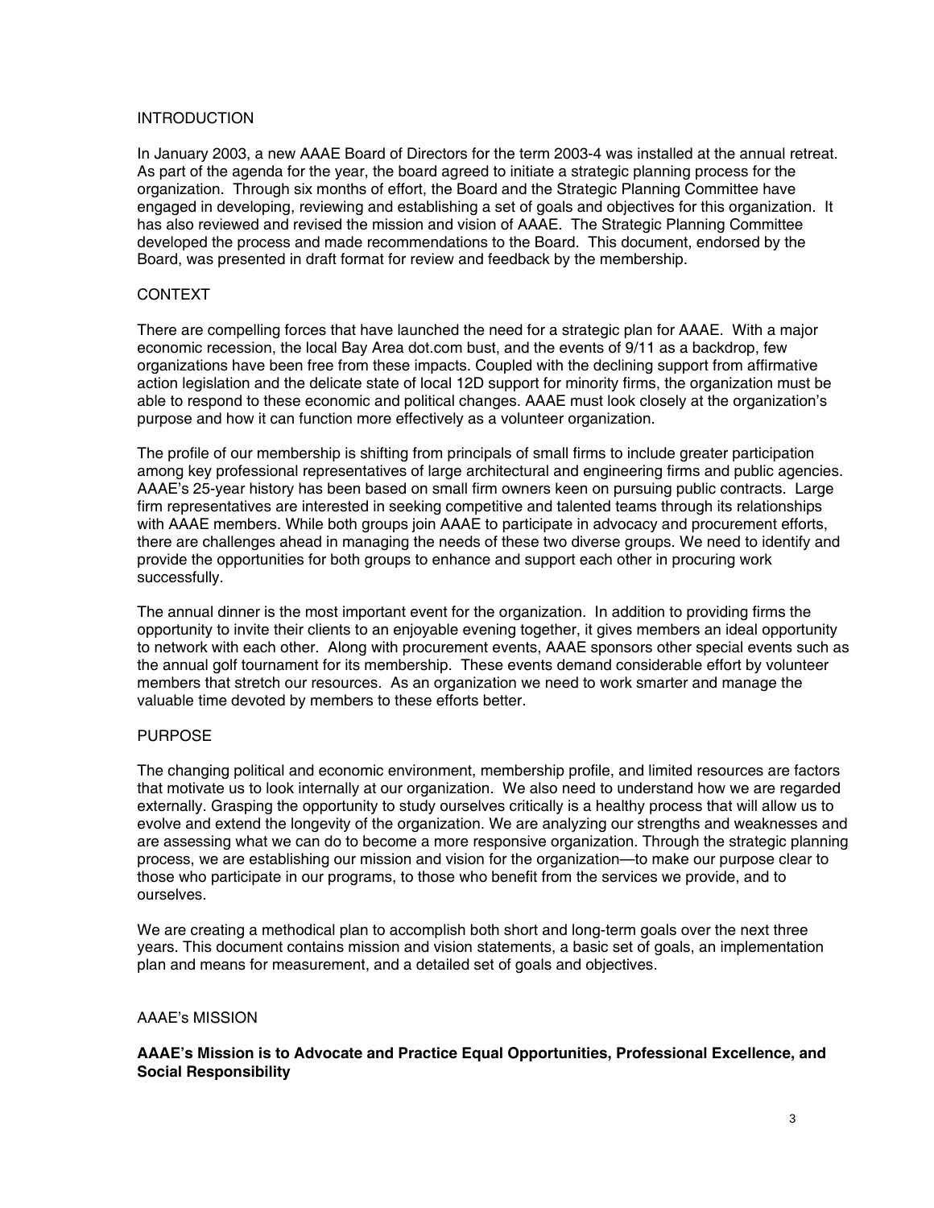## INTRODUCTION

In January 2003, a new AAAE Board of Directors for the term 2003-4 was installed at the annual retreat. As part of the agenda for the year, the board agreed to initiate a strategic planning process for the organization. Through six months of effort, the Board and the Strategic Planning Committee have engaged in developing, reviewing and establishing a set of goals and objectives for this organization. It has also reviewed and revised the mission and vision of AAAE. The Strategic Planning Committee developed the process and made recommendations to the Board. This document, endorsed by the Board, was presented in draft format for review and feedback by the membership.

## CONTEXT

There are compelling forces that have launched the need for a strategic plan for AAAE. With a major economic recession, the local Bay Area dot.com bust, and the events of 9/11 as a backdrop, few organizations have been free from these impacts. Coupled with the declining support from affirmative action legislation and the delicate state of local 12D support for minority firms, the organization must be able to respond to these economic and political changes. AAAE must look closely at the organization's purpose and how it can function more effectively as a volunteer organization.

The profile of our membership is shifting from principals of small firms to include greater participation among key professional representatives of large architectural and engineering firms and public agencies. AAAE's 25-year history has been based on small firm owners keen on pursuing public contracts. Large firm representatives are interested in seeking competitive and talented teams through its relationships with AAAE members. While both groups join AAAE to participate in advocacy and procurement efforts, there are challenges ahead in managing the needs of these two diverse groups. We need to identify and provide the opportunities for both groups to enhance and support each other in procuring work successfully.

The annual dinner is the most important event for the organization. In addition to providing firms the opportunity to invite their clients to an enjoyable evening together, it gives members an ideal opportunity to network with each other. Along with procurement events, AAAE sponsors other special events such as the annual golf tournament for its membership. These events demand considerable effort by volunteer members that stretch our resources. As an organization we need to work smarter and manage the valuable time devoted by members to these efforts better.

## PURPOSE

The changing political and economic environment, membership profile, and limited resources are factors that motivate us to look internally at our organization. We also need to understand how we are regarded externally. Grasping the opportunity to study ourselves critically is a healthy process that will allow us to evolve and extend the longevity of the organization. We are analyzing our strengths and weaknesses and are assessing what we can do to become a more responsive organization. Through the strategic planning process, we are establishing our mission and vision for the organization—to make our purpose clear to those who participate in our programs, to those who benefit from the services we provide, and to ourselves.

We are creating a methodical plan to accomplish both short and long-term goals over the next three years. This document contains mission and vision statements, a basic set of goals, an implementation plan and means for measurement, and a detailed set of goals and objectives.

## AAAE's MISSION

**AAAE's Mission is to Advocate and Practice Equal Opportunities, Professional Excellence, and Social Responsibility**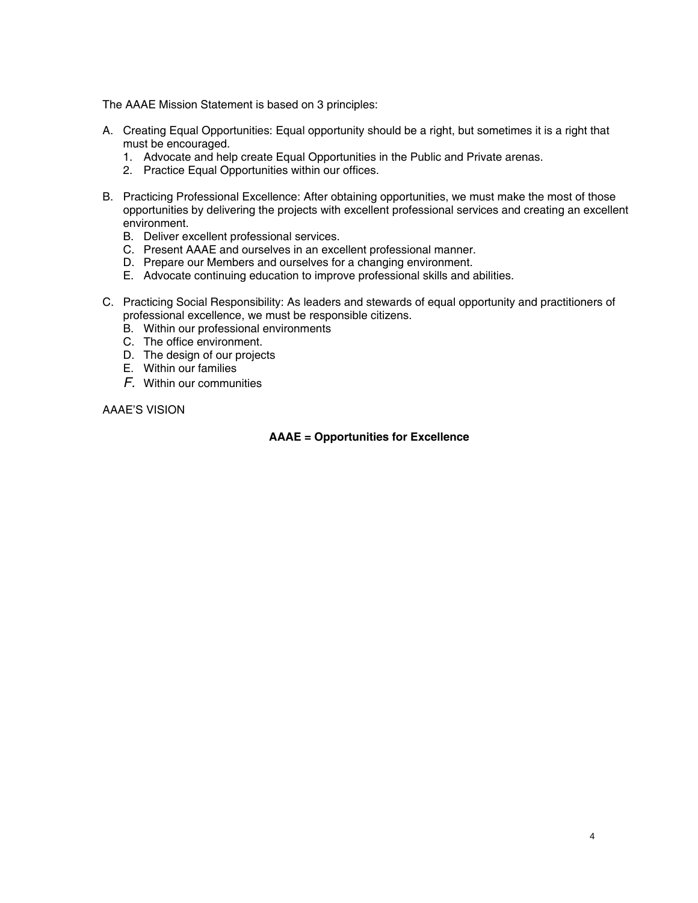The AAAE Mission Statement is based on 3 principles:

A. Creating Equal Opportunities: Equal opportunity should be a right, but sometimes it is a right that must be encouraged.
   1. Advocate and help create Equal Opportunities in the Public and Private arenas.
   2. Practice Equal Opportunities within our offices.

B. Practicing Professional Excellence: After obtaining opportunities, we must make the most of those opportunities by delivering the projects with excellent professional services and creating an excellent environment.
   B. Deliver excellent professional services.
   C. Present AAAE and ourselves in an excellent professional manner.
   D. Prepare our Members and ourselves for a changing environment.
   E. Advocate continuing education to improve professional skills and abilities.

C. Practicing Social Responsibility: As leaders and stewards of equal opportunity and practitioners of professional excellence, we must be responsible citizens.
   B. Within our professional environments
   C. The office environment.
   D. The design of our projects
   E. Within our families
   *F.* Within our communities

AAAE'S VISION

**AAAE = Opportunities for Excellence**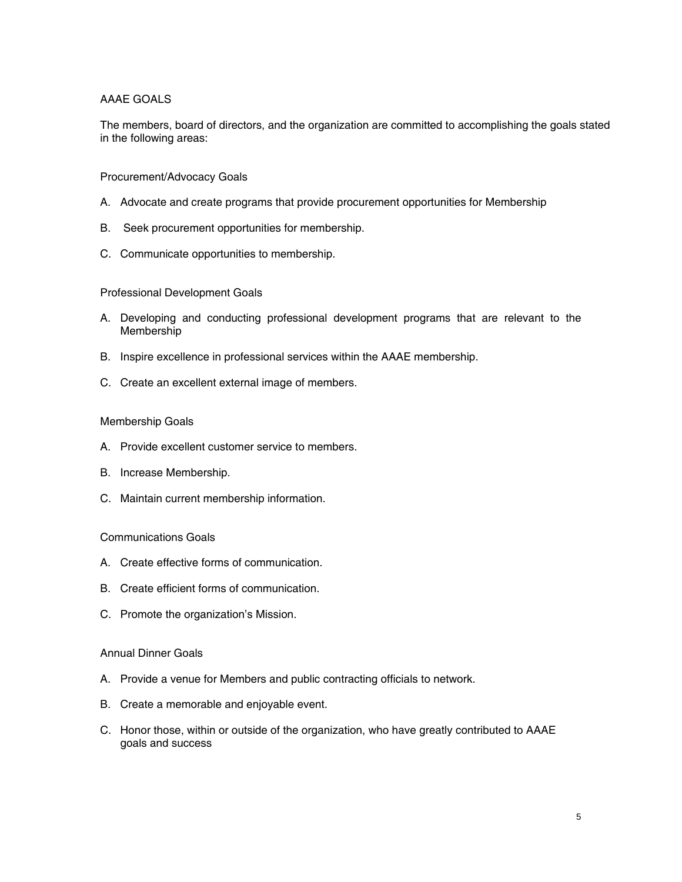## AAAE GOALS

The members, board of directors, and the organization are committed to accomplishing the goals stated in the following areas:

### Procurement/Advocacy Goals

A. Advocate and create programs that provide procurement opportunities for Membership

B. Seek procurement opportunities for membership.

C. Communicate opportunities to membership.

### Professional Development Goals

A. Developing and conducting professional development programs that are relevant to the Membership

B. Inspire excellence in professional services within the AAAE membership.

C. Create an excellent external image of members.

### Membership Goals

A. Provide excellent customer service to members.

B. Increase Membership.

C. Maintain current membership information.

### Communications Goals

A. Create effective forms of communication.

B. Create efficient forms of communication.

C. Promote the organization's Mission.

### Annual Dinner Goals

A. Provide a venue for Members and public contracting officials to network.

B. Create a memorable and enjoyable event.

C. Honor those, within or outside of the organization, who have greatly contributed to AAAE goals and success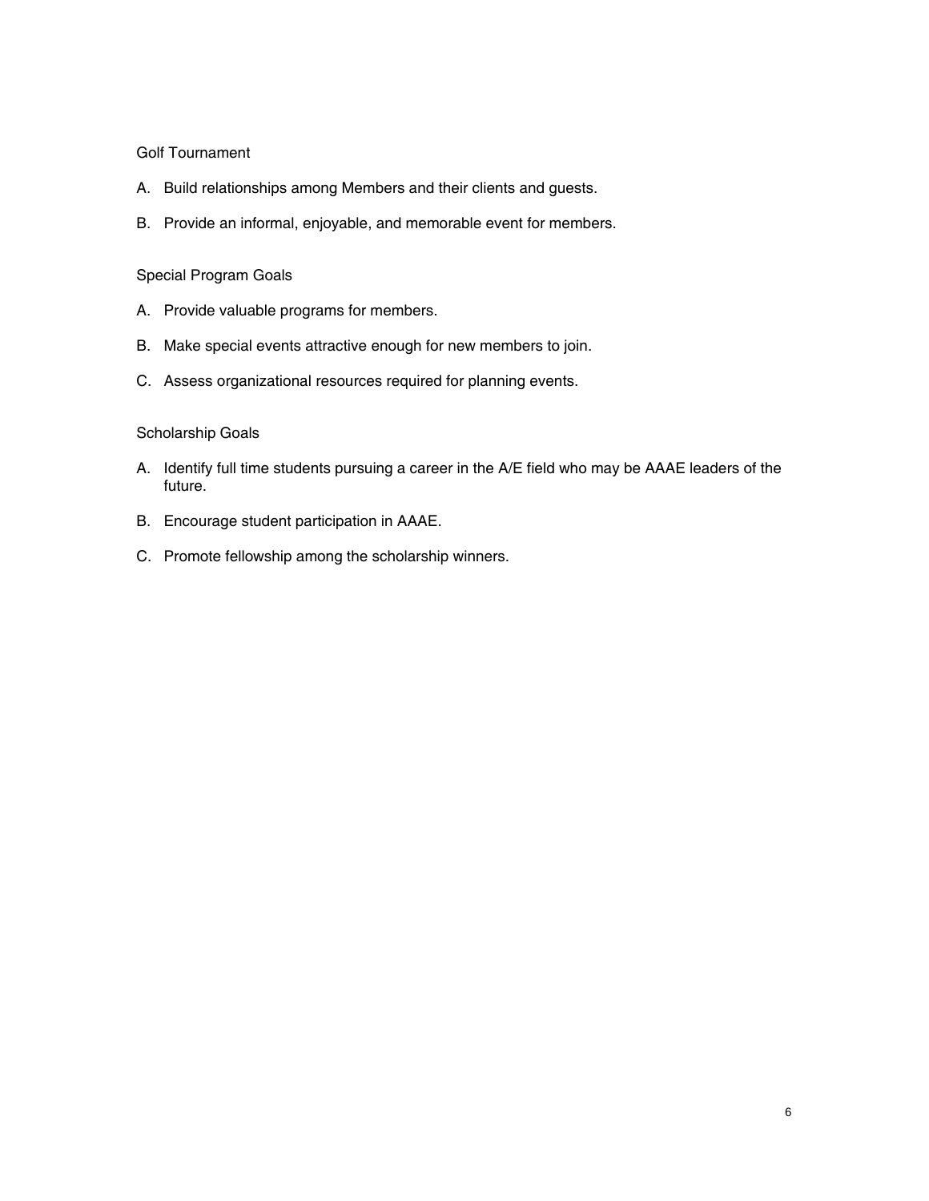### Golf Tournament

A. Build relationships among Members and their clients and guests.

B. Provide an informal, enjoyable, and memorable event for members.

### Special Program Goals

A. Provide valuable programs for members.

B. Make special events attractive enough for new members to join.

C. Assess organizational resources required for planning events.

### Scholarship Goals

A. Identify full time students pursuing a career in the A/E field who may be AAAE leaders of the future.

B. Encourage student participation in AAAE.

C. Promote fellowship among the scholarship winners.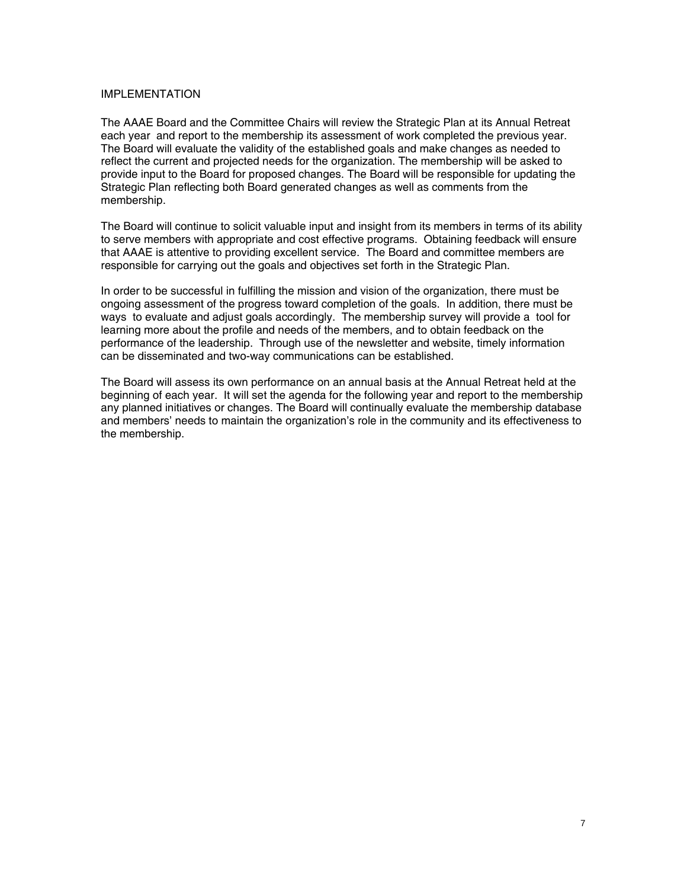## IMPLEMENTATION

The AAAE Board and the Committee Chairs will review the Strategic Plan at its Annual Retreat each year and report to the membership its assessment of work completed the previous year. The Board will evaluate the validity of the established goals and make changes as needed to reflect the current and projected needs for the organization. The membership will be asked to provide input to the Board for proposed changes. The Board will be responsible for updating the Strategic Plan reflecting both Board generated changes as well as comments from the membership.

The Board will continue to solicit valuable input and insight from its members in terms of its ability to serve members with appropriate and cost effective programs. Obtaining feedback will ensure that AAAE is attentive to providing excellent service. The Board and committee members are responsible for carrying out the goals and objectives set forth in the Strategic Plan.

In order to be successful in fulfilling the mission and vision of the organization, there must be ongoing assessment of the progress toward completion of the goals. In addition, there must be ways to evaluate and adjust goals accordingly. The membership survey will provide a tool for learning more about the profile and needs of the members, and to obtain feedback on the performance of the leadership. Through use of the newsletter and website, timely information can be disseminated and two-way communications can be established.

The Board will assess its own performance on an annual basis at the Annual Retreat held at the beginning of each year. It will set the agenda for the following year and report to the membership any planned initiatives or changes. The Board will continually evaluate the membership database and members' needs to maintain the organization's role in the community and its effectiveness to the membership.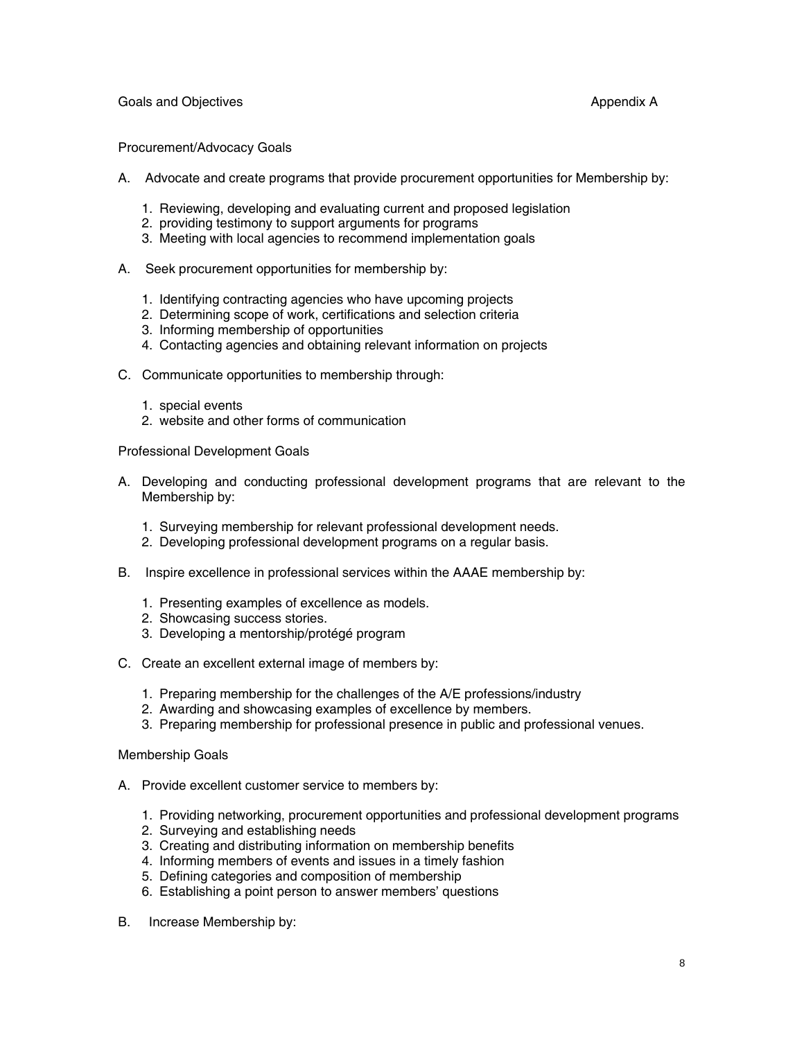Goals and Objectives — Appendix A

Procurement/Advocacy Goals

A. Advocate and create programs that provide procurement opportunities for Membership by:

   1. Reviewing, developing and evaluating current and proposed legislation
   2. providing testimony to support arguments for programs
   3. Meeting with local agencies to recommend implementation goals

A. Seek procurement opportunities for membership by:

   1. Identifying contracting agencies who have upcoming projects
   2. Determining scope of work, certifications and selection criteria
   3. Informing membership of opportunities
   4. Contacting agencies and obtaining relevant information on projects

C. Communicate opportunities to membership through:

   1. special events
   2. website and other forms of communication

Professional Development Goals

A. Developing and conducting professional development programs that are relevant to the Membership by:

   1. Surveying membership for relevant professional development needs.
   2. Developing professional development programs on a regular basis.

B. Inspire excellence in professional services within the AAAE membership by:

   1. Presenting examples of excellence as models.
   2. Showcasing success stories.
   3. Developing a mentorship/protégé program

C. Create an excellent external image of members by:

   1. Preparing membership for the challenges of the A/E professions/industry
   2. Awarding and showcasing examples of excellence by members.
   3. Preparing membership for professional presence in public and professional venues.

Membership Goals

A. Provide excellent customer service to members by:

   1. Providing networking, procurement opportunities and professional development programs
   2. Surveying and establishing needs
   3. Creating and distributing information on membership benefits
   4. Informing members of events and issues in a timely fashion
   5. Defining categories and composition of membership
   6. Establishing a point person to answer members' questions

B. Increase Membership by: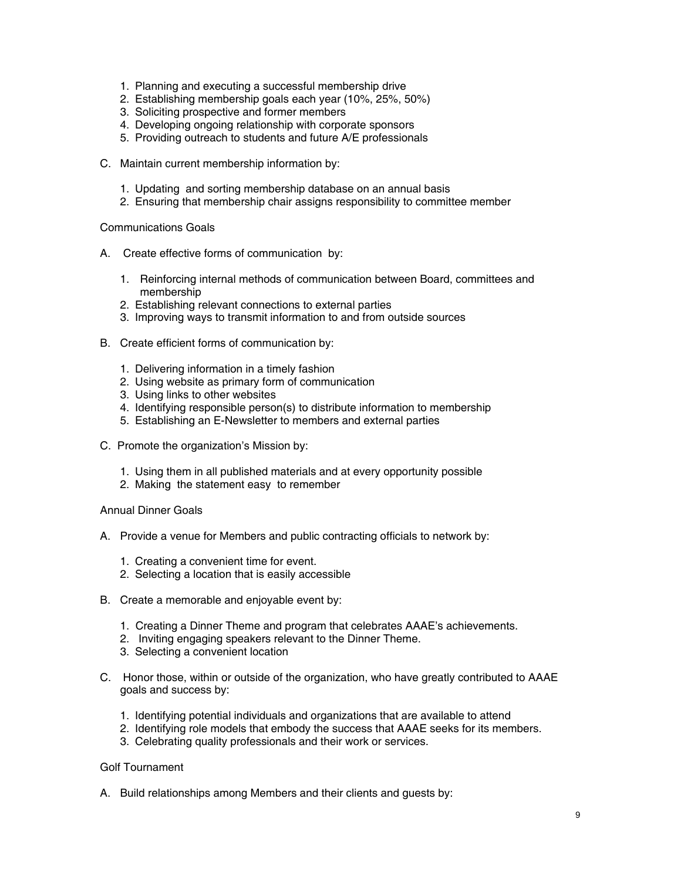1. Planning and executing a successful membership drive
2. Establishing membership goals each year (10%, 25%, 50%)
3. Soliciting prospective and former members
4. Developing ongoing relationship with corporate sponsors
5. Providing outreach to students and future A/E professionals

C. Maintain current membership information by:

1. Updating and sorting membership database on an annual basis
2. Ensuring that membership chair assigns responsibility to committee member

Communications Goals

A. Create effective forms of communication by:

1. Reinforcing internal methods of communication between Board, committees and membership
2. Establishing relevant connections to external parties
3. Improving ways to transmit information to and from outside sources

B. Create efficient forms of communication by:

1. Delivering information in a timely fashion
2. Using website as primary form of communication
3. Using links to other websites
4. Identifying responsible person(s) to distribute information to membership
5. Establishing an E-Newsletter to members and external parties

C. Promote the organization's Mission by:

1. Using them in all published materials and at every opportunity possible
2. Making the statement easy to remember

Annual Dinner Goals

A. Provide a venue for Members and public contracting officials to network by:

1. Creating a convenient time for event.
2. Selecting a location that is easily accessible

B. Create a memorable and enjoyable event by:

1. Creating a Dinner Theme and program that celebrates AAAE's achievements.
2. Inviting engaging speakers relevant to the Dinner Theme.
3. Selecting a convenient location

C. Honor those, within or outside of the organization, who have greatly contributed to AAAE goals and success by:

1. Identifying potential individuals and organizations that are available to attend
2. Identifying role models that embody the success that AAAE seeks for its members.
3. Celebrating quality professionals and their work or services.

Golf Tournament

A. Build relationships among Members and their clients and guests by: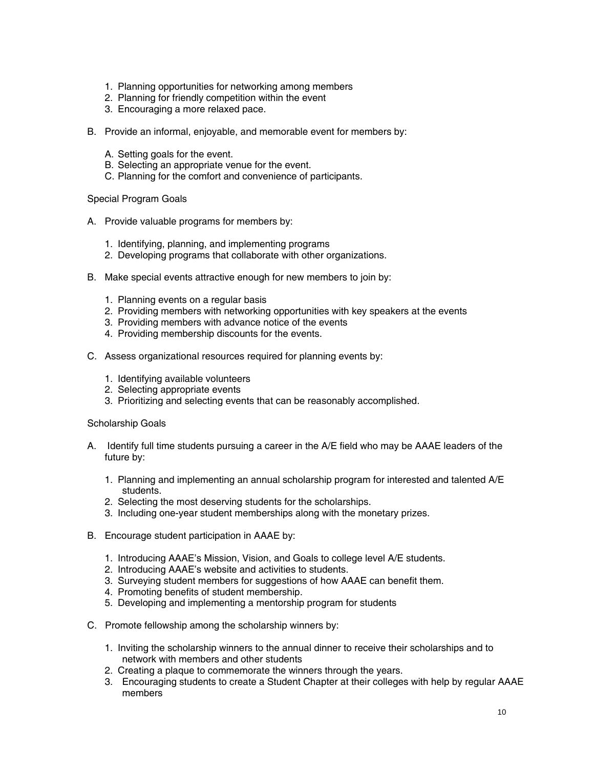1. Planning opportunities for networking among members
2. Planning for friendly competition within the event
3. Encouraging a more relaxed pace.

B. Provide an informal, enjoyable, and memorable event for members by:

   A. Setting goals for the event.
   B. Selecting an appropriate venue for the event.
   C. Planning for the comfort and convenience of participants.

Special Program Goals

A. Provide valuable programs for members by:

   1. Identifying, planning, and implementing programs
   2. Developing programs that collaborate with other organizations.

B. Make special events attractive enough for new members to join by:

   1. Planning events on a regular basis
   2. Providing members with networking opportunities with key speakers at the events
   3. Providing members with advance notice of the events
   4. Providing membership discounts for the events.

C. Assess organizational resources required for planning events by:

   1. Identifying available volunteers
   2. Selecting appropriate events
   3. Prioritizing and selecting events that can be reasonably accomplished.

Scholarship Goals

A. Identify full time students pursuing a career in the A/E field who may be AAAE leaders of the future by:

   1. Planning and implementing an annual scholarship program for interested and talented A/E students.
   2. Selecting the most deserving students for the scholarships.
   3. Including one-year student memberships along with the monetary prizes.

B. Encourage student participation in AAAE by:

   1. Introducing AAAE's Mission, Vision, and Goals to college level A/E students.
   2. Introducing AAAE's website and activities to students.
   3. Surveying student members for suggestions of how AAAE can benefit them.
   4. Promoting benefits of student membership.
   5. Developing and implementing a mentorship program for students

C. Promote fellowship among the scholarship winners by:

   1. Inviting the scholarship winners to the annual dinner to receive their scholarships and to network with members and other students
   2. Creating a plaque to commemorate the winners through the years.
   3. Encouraging students to create a Student Chapter at their colleges with help by regular AAAE members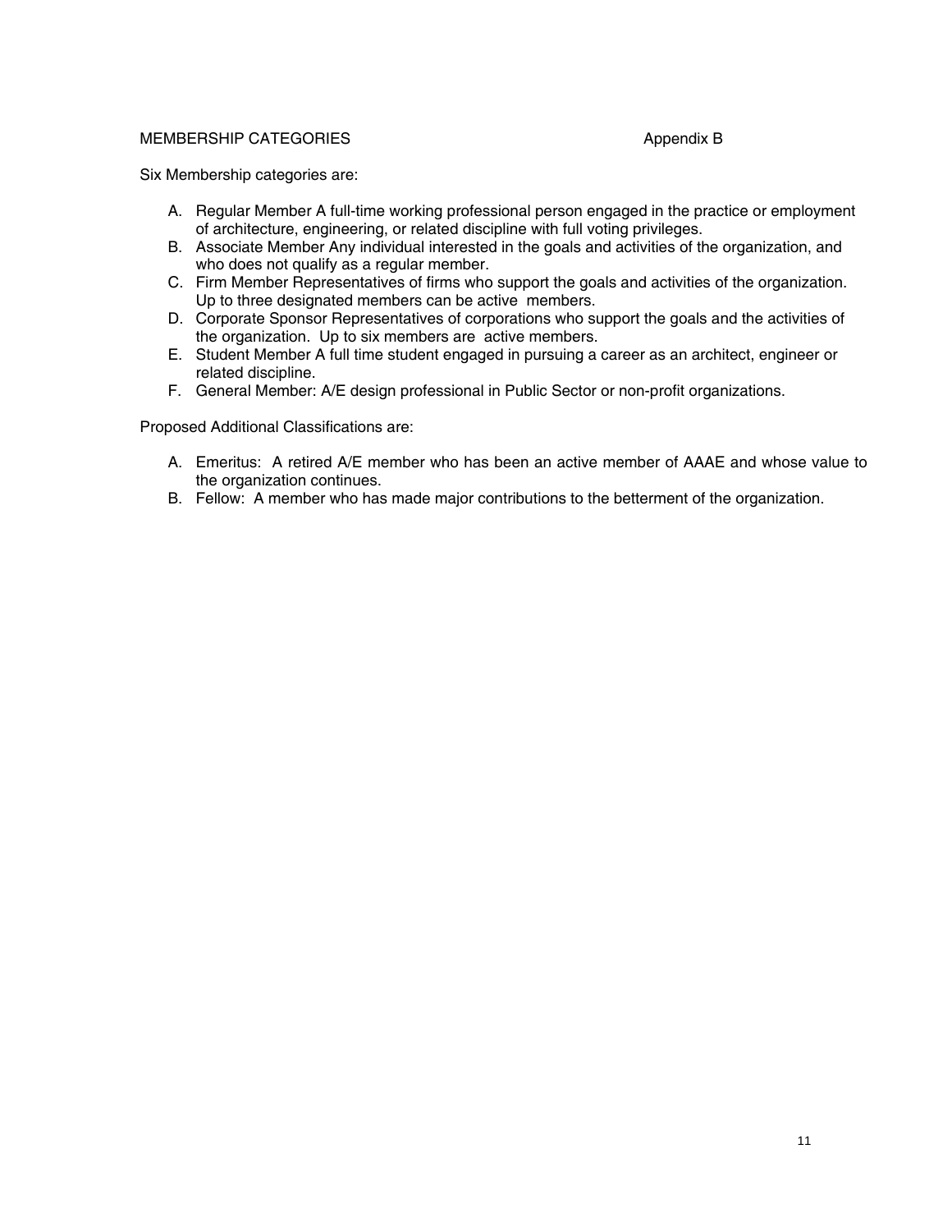MEMBERSHIP CATEGORIES Appendix B

Six Membership categories are:

A. Regular Member A full-time working professional person engaged in the practice or employment of architecture, engineering, or related discipline with full voting privileges.
B. Associate Member Any individual interested in the goals and activities of the organization, and who does not qualify as a regular member.
C. Firm Member Representatives of firms who support the goals and activities of the organization. Up to three designated members can be active members.
D. Corporate Sponsor Representatives of corporations who support the goals and the activities of the organization. Up to six members are active members.
E. Student Member A full time student engaged in pursuing a career as an architect, engineer or related discipline.
F. General Member: A/E design professional in Public Sector or non-profit organizations.

Proposed Additional Classifications are:

A. Emeritus: A retired A/E member who has been an active member of AAAE and whose value to the organization continues.
B. Fellow: A member who has made major contributions to the betterment of the organization.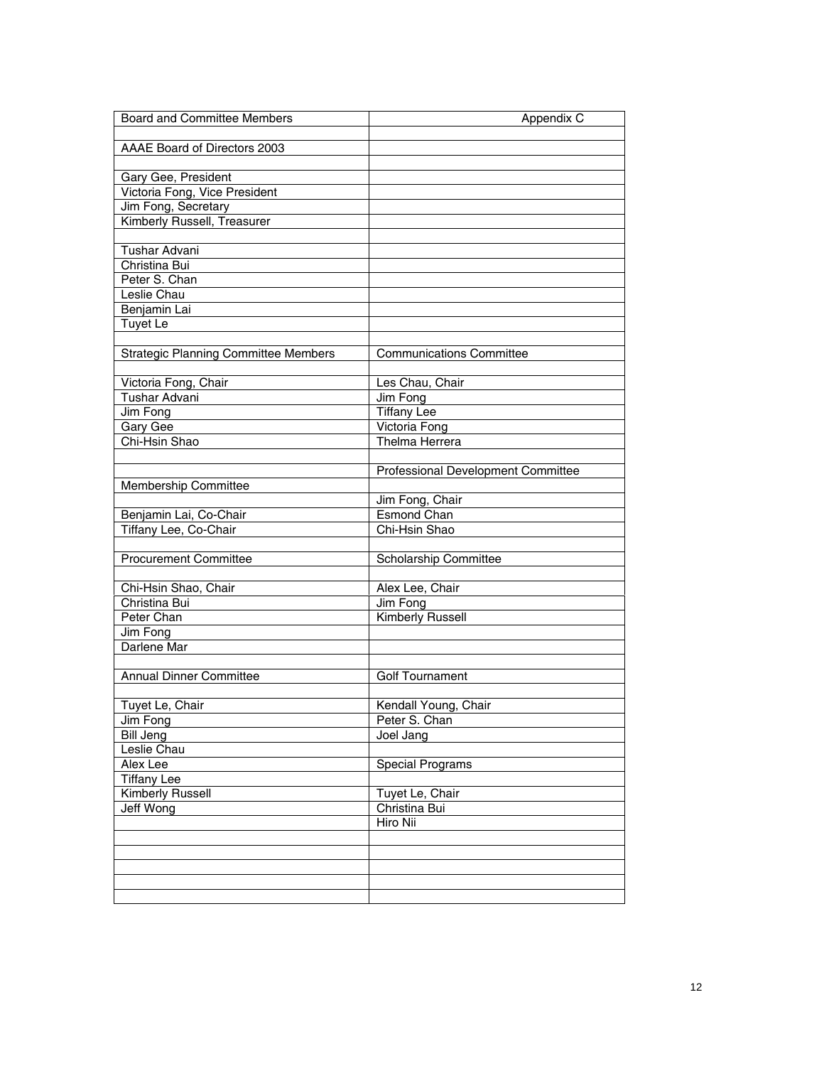| | |
|---|---|
| Board and Committee Members | Appendix C |
| | |
| AAAE Board of Directors 2003 | |
| | |
| Gary Gee, President | |
| Victoria Fong, Vice President | |
| Jim Fong, Secretary | |
| Kimberly Russell, Treasurer | |
| | |
| Tushar Advani | |
| Christina Bui | |
| Peter S. Chan | |
| Leslie Chau | |
| Benjamin Lai | |
| Tuyet Le | |
| | |
| Strategic Planning Committee Members | Communications Committee |
| | |
| Victoria Fong, Chair | Les Chau, Chair |
| Tushar Advani | Jim Fong |
| Jim Fong | Tiffany Lee |
| Gary Gee | Victoria Fong |
| Chi-Hsin Shao | Thelma Herrera |
| | |
| | Professional Development Committee |
| Membership Committee | |
| | Jim Fong, Chair |
| Benjamin Lai, Co-Chair | Esmond Chan |
| Tiffany Lee, Co-Chair | Chi-Hsin Shao |
| | |
| Procurement Committee | Scholarship Committee |
| | |
| Chi-Hsin Shao, Chair | Alex Lee, Chair |
| Christina Bui | Jim Fong |
| Peter Chan | Kimberly Russell |
| Jim Fong | |
| Darlene Mar | |
| | |
| Annual Dinner Committee | Golf Tournament |
| | |
| Tuyet Le, Chair | Kendall Young, Chair |
| Jim Fong | Peter S. Chan |
| Bill Jeng | Joel Jang |
| Leslie Chau | |
| Alex Lee | Special Programs |
| Tiffany Lee | |
| Kimberly Russell | Tuyet Le, Chair |
| Jeff Wong | Christina Bui |
| | Hiro Nii |
| | |
| | |
| | |
| | |
| | |